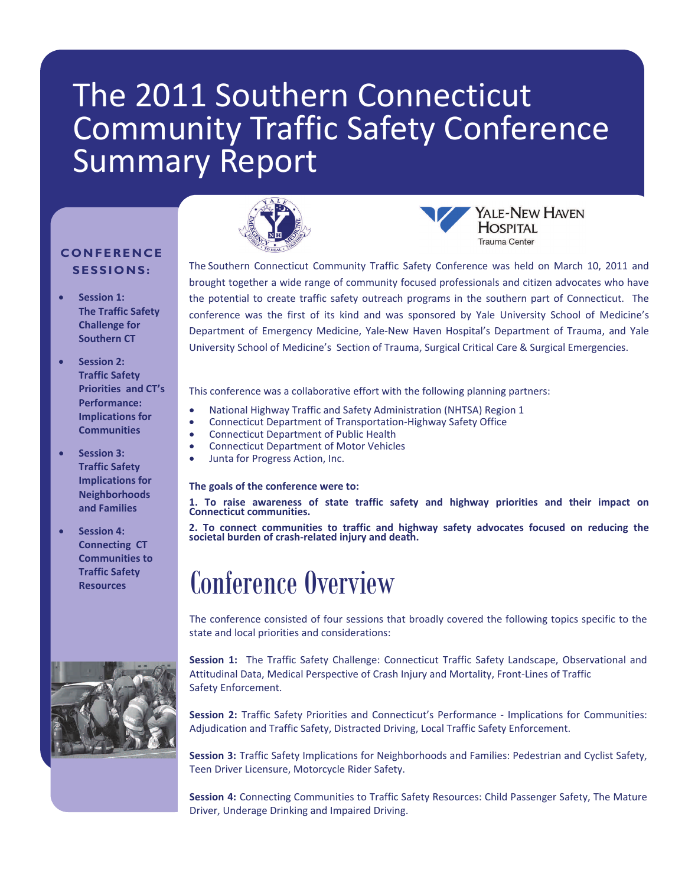# The 2011 Southern Connecticut Community Traffic Safety Conference Summary Report

**CONFERENCE SESSIONS:**

- **Session 1: The Traffic Safety Challenge for Southern CT**
- **Session 2: Traffic Safety Priorities and CT's Performance: Implications for Communities**
- **Session 3: Traffic Safety Implications for Neighborhoods and Families**
- **Session 4: Connecting CT Communities to Traffic Safety Resources**

The Southern Connecticut Community Traffic Safety Conference was held on March 10, 2011 and brought together a wide range of community focused professionals and citizen advocates who have the potential to create traffic safety outreach programs in the southern part of Connecticut. The conference was the first of its kind and was sponsored by Yale University School of Medicine's Department of Emergency Medicine, Yale-New Haven Hospital's Department of Trauma, and Yale University School of Medicine's Section of Trauma, Surgical Critical Care & Surgical Emergencies.

This conference was a collaborative effort with the following planning partners:

- National Highway Traffic and Safety Administration (NHTSA) Region 1
- Connecticut Department of Transportation-Highway Safety Office
- Connecticut Department of Public Health
- Connecticut Department of Motor Vehicles
- Junta for Progress Action, Inc.

**The goals of the conference were to:**

**1. To raise awareness of state traffic safety and highway priorities and their impact on Connecticut communities.**

**2. To connect communities to traffic and highway safety advocates focused on reducing the societal burden of crash-related injury and death.**

# Conference Overview

The conference consisted of four sessions that broadly covered the following topics specific to the state and local priorities and considerations:

**Session 1:** The Traffic Safety Challenge: Connecticut Traffic Safety Landscape, Observational and Attitudinal Data, Medical Perspective of Crash Injury and Mortality, Front-Lines of Traffic Safety Enforcement.

**Session 2:** Traffic Safety Priorities and Connecticut's Performance - Implications for Communities: Adjudication and Traffic Safety, Distracted Driving, Local Traffic Safety Enforcement.

**Session 3:** Traffic Safety Implications for Neighborhoods and Families: Pedestrian and Cyclist Safety, Teen Driver Licensure, Motorcycle Rider Safety.

**Session 4:** Connecting Communities to Traffic Safety Resources: Child Passenger Safety, The Mature Driver, Underage Drinking and Impaired Driving.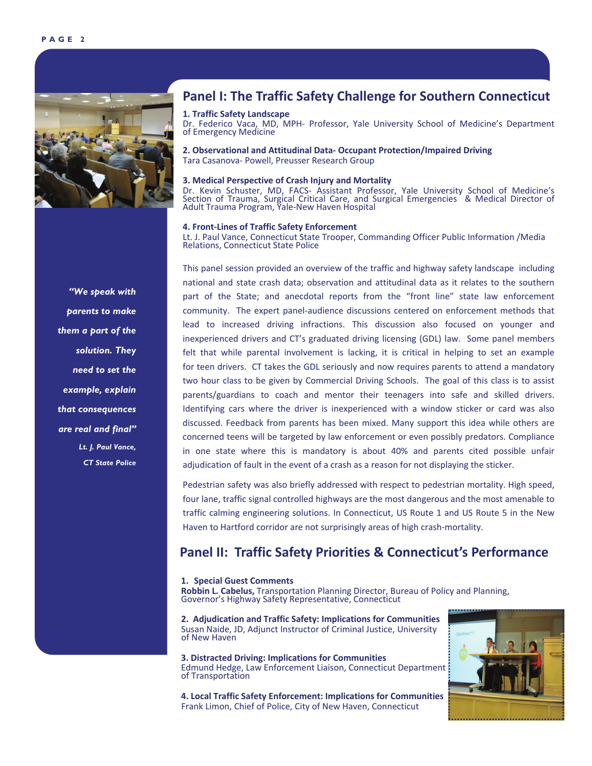## Panel I: The Traffic Safety Challenge for Southern Connecticut

**1. Traffic Safety Landscape**
Dr. Federico Vaca, MD, MPH- Professor, Yale University School of Medicine's Department of Emergency Medicine

**2. Observational and Attitudinal Data- Occupant Protection/Impaired Driving**
Tara Casanova- Powell, Preusser Research Group

**3. Medical Perspective of Crash Injury and Mortality**
Dr. Kevin Schuster, MD, FACS- Assistant Professor, Yale University School of Medicine's Section of Trauma, Surgical Critical Care, and Surgical Emergencies & Medical Director of Adult Trauma Program, Yale-New Haven Hospital

**4. Front-Lines of Traffic Safety Enforcement**
Lt. J. Paul Vance, Connecticut State Trooper, Commanding Officer Public Information /Media Relations, Connecticut State Police

This panel session provided an overview of the traffic and highway safety landscape including national and state crash data; observation and attitudinal data as it relates to the southern part of the State; and anecdotal reports from the "front line" state law enforcement community. The expert panel-audience discussions centered on enforcement methods that lead to increased driving infractions. This discussion also focused on younger and inexperienced drivers and CT's graduated driving licensing (GDL) law. Some panel members felt that while parental involvement is lacking, it is critical in helping to set an example for teen drivers. CT takes the GDL seriously and now requires parents to attend a mandatory two hour class to be given by Commercial Driving Schools. The goal of this class is to assist parents/guardians to coach and mentor their teenagers into safe and skilled drivers. Identifying cars where the driver is inexperienced with a window sticker or card was also discussed. Feedback from parents has been mixed. Many support this idea while others are concerned teens will be targeted by law enforcement or even possibly predators. Compliance in one state where this is mandatory is about 40% and parents cited possible unfair adjudication of fault in the event of a crash as a reason for not displaying the sticker.

Pedestrian safety was also briefly addressed with respect to pedestrian mortality. High speed, four lane, traffic signal controlled highways are the most dangerous and the most amenable to traffic calming engineering solutions. In Connecticut, US Route 1 and US Route 5 in the New Haven to Hartford corridor are not surprisingly areas of high crash-mortality.

> ***"We speak with parents to make them a part of the solution. They need to set the example, explain that consequences are real and final"***
>
> ***Lt. J. Paul Vance, CT State Police***

## Panel II: Traffic Safety Priorities & Connecticut's Performance

**1. Special Guest Comments**
**Robbin L. Cabelus,** Transportation Planning Director, Bureau of Policy and Planning, Governor's Highway Safety Representative, Connecticut

**2. Adjudication and Traffic Safety: Implications for Communities**
Susan Naide, JD, Adjunct Instructor of Criminal Justice, University of New Haven

**3. Distracted Driving: Implications for Communities**
Edmund Hedge, Law Enforcement Liaison, Connecticut Department of Transportation

**4. Local Traffic Safety Enforcement: Implications for Communities**
Frank Limon, Chief of Police, City of New Haven, Connecticut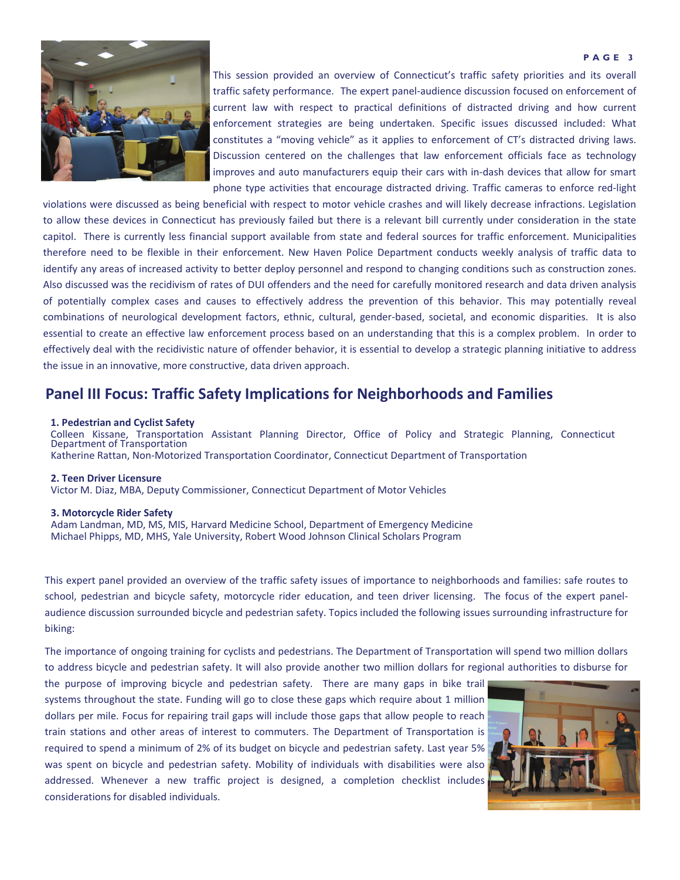This session provided an overview of Connecticut's traffic safety priorities and its overall traffic safety performance. The expert panel-audience discussion focused on enforcement of current law with respect to practical definitions of distracted driving and how current enforcement strategies are being undertaken. Specific issues discussed included: What constitutes a "moving vehicle" as it applies to enforcement of CT's distracted driving laws. Discussion centered on the challenges that law enforcement officials face as technology improves and auto manufacturers equip their cars with in-dash devices that allow for smart phone type activities that encourage distracted driving. Traffic cameras to enforce red-light violations were discussed as being beneficial with respect to motor vehicle crashes and will likely decrease infractions. Legislation to allow these devices in Connecticut has previously failed but there is a relevant bill currently under consideration in the state capitol. There is currently less financial support available from state and federal sources for traffic enforcement. Municipalities therefore need to be flexible in their enforcement. New Haven Police Department conducts weekly analysis of traffic data to identify any areas of increased activity to better deploy personnel and respond to changing conditions such as construction zones. Also discussed was the recidivism of rates of DUI offenders and the need for carefully monitored research and data driven analysis of potentially complex cases and causes to effectively address the prevention of this behavior. This may potentially reveal combinations of neurological development factors, ethnic, cultural, gender-based, societal, and economic disparities. It is also essential to create an effective law enforcement process based on an understanding that this is a complex problem. In order to effectively deal with the recidivistic nature of offender behavior, it is essential to develop a strategic planning initiative to address the issue in an innovative, more constructive, data driven approach.

## Panel III Focus: Traffic Safety Implications for Neighborhoods and Families

**1. Pedestrian and Cyclist Safety**
Colleen Kissane, Transportation Assistant Planning Director, Office of Policy and Strategic Planning, Connecticut Department of Transportation
Katherine Rattan, Non-Motorized Transportation Coordinator, Connecticut Department of Transportation

**2. Teen Driver Licensure**
Victor M. Diaz, MBA, Deputy Commissioner, Connecticut Department of Motor Vehicles

**3. Motorcycle Rider Safety**
Adam Landman, MD, MS, MIS, Harvard Medicine School, Department of Emergency Medicine
Michael Phipps, MD, MHS, Yale University, Robert Wood Johnson Clinical Scholars Program

This expert panel provided an overview of the traffic safety issues of importance to neighborhoods and families: safe routes to school, pedestrian and bicycle safety, motorcycle rider education, and teen driver licensing. The focus of the expert panel-audience discussion surrounded bicycle and pedestrian safety. Topics included the following issues surrounding infrastructure for biking:

The importance of ongoing training for cyclists and pedestrians. The Department of Transportation will spend two million dollars to address bicycle and pedestrian safety. It will also provide another two million dollars for regional authorities to disburse for the purpose of improving bicycle and pedestrian safety. There are many gaps in bike trail systems throughout the state. Funding will go to close these gaps which require about 1 million dollars per mile. Focus for repairing trail gaps will include those gaps that allow people to reach train stations and other areas of interest to commuters. The Department of Transportation is required to spend a minimum of 2% of its budget on bicycle and pedestrian safety. Last year 5% was spent on bicycle and pedestrian safety. Mobility of individuals with disabilities were also addressed. Whenever a new traffic project is designed, a completion checklist includes considerations for disabled individuals.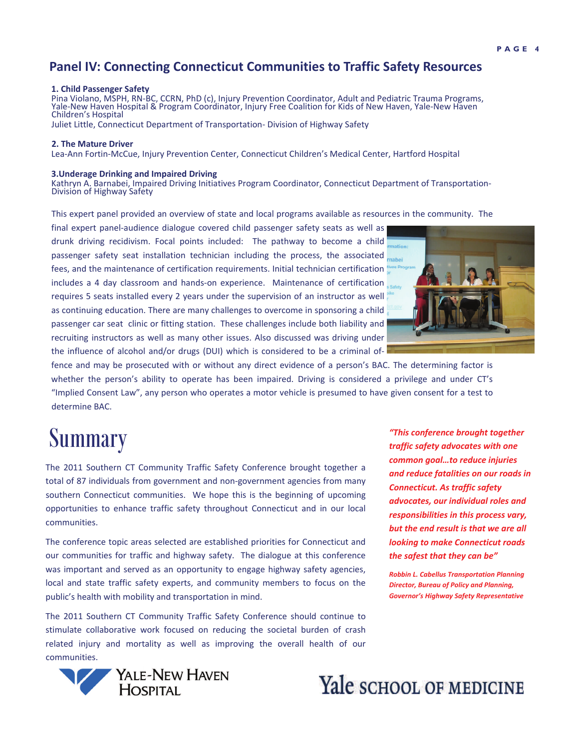## Panel IV: Connecting Connecticut Communities to Traffic Safety Resources

**1. Child Passenger Safety**
Pina Violano, MSPH, RN-BC, CCRN, PhD (c), Injury Prevention Coordinator, Adult and Pediatric Trauma Programs, Yale-New Haven Hospital & Program Coordinator, Injury Free Coalition for Kids of New Haven, Yale-New Haven Children's Hospital
Juliet Little, Connecticut Department of Transportation- Division of Highway Safety

**2. The Mature Driver**
Lea-Ann Fortin-McCue, Injury Prevention Center, Connecticut Children's Medical Center, Hartford Hospital

**3.Underage Drinking and Impaired Driving**
Kathryn A. Barnabei, Impaired Driving Initiatives Program Coordinator, Connecticut Department of Transportation- Division of Highway Safety

This expert panel provided an overview of state and local programs available as resources in the community. The final expert panel-audience dialogue covered child passenger safety seats as well as drunk driving recidivism. Focal points included: The pathway to become a child passenger safety seat installation technician including the process, the associated fees, and the maintenance of certification requirements. Initial technician certification includes a 4 day classroom and hands-on experience. Maintenance of certification requires 5 seats installed every 2 years under the supervision of an instructor as well as continuing education. There are many challenges to overcome in sponsoring a child passenger car seat clinic or fitting station. These challenges include both liability and recruiting instructors as well as many other issues. Also discussed was driving under the influence of alcohol and/or drugs (DUI) which is considered to be a criminal offence and may be prosecuted with or without any direct evidence of a person's BAC. The determining factor is whether the person's ability to operate has been impaired. Driving is considered a privilege and under CT's "Implied Consent Law", any person who operates a motor vehicle is presumed to have given consent for a test to determine BAC.

# Summary

The 2011 Southern CT Community Traffic Safety Conference brought together a total of 87 individuals from government and non-government agencies from many southern Connecticut communities. We hope this is the beginning of upcoming opportunities to enhance traffic safety throughout Connecticut and in our local communities.

The conference topic areas selected are established priorities for Connecticut and our communities for traffic and highway safety. The dialogue at this conference was important and served as an opportunity to engage highway safety agencies, local and state traffic safety experts, and community members to focus on the public's health with mobility and transportation in mind.

The 2011 Southern CT Community Traffic Safety Conference should continue to stimulate collaborative work focused on reducing the societal burden of crash related injury and mortality as well as improving the overall health of our communities.

***"This conference brought together traffic safety advocates with one common goal…to reduce injuries and reduce fatalities on our roads in Connecticut. As traffic safety advocates, our individual roles and responsibilities in this process vary, but the end result is that we are all looking to make Connecticut roads the safest that they can be"***

***Robbin L. Cabellus Transportation Planning Director, Bureau of Policy and Planning, Governor's Highway Safety Representative***

YALE-NEW HAVEN HOSPITAL

Yale SCHOOL OF MEDICINE